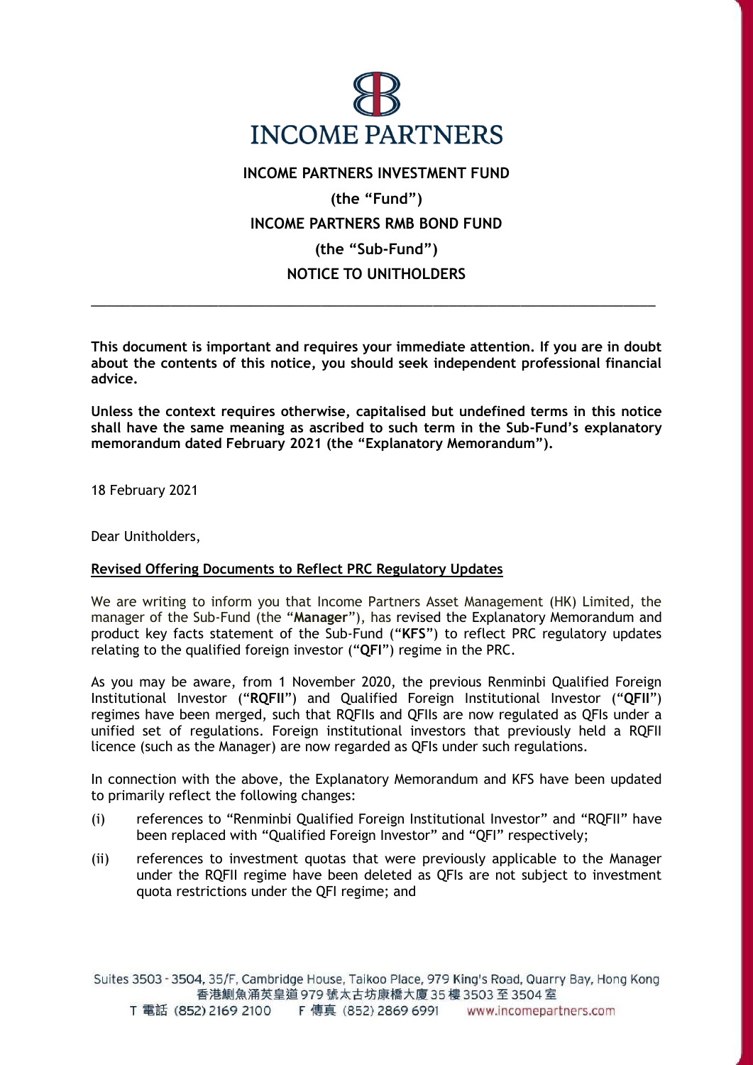INCOME PARTNERS

# INCOME PARTNERS INVESTMENT FUND

**(the "Fund")**

# INCOME PARTNERS RMB BOND FUND

**(the "Sub-Fund")**

## NOTICE TO UNITHOLDERS

---

**This document is important and requires your immediate attention. If you are in doubt about the contents of this notice, you should seek independent professional financial advice.**

**Unless the context requires otherwise, capitalised but undefined terms in this notice shall have the same meaning as ascribed to such term in the Sub-Fund's explanatory memorandum dated February 2021 (the "Explanatory Memorandum").**

18 February 2021

Dear Unitholders,

**Revised Offering Documents to Reflect PRC Regulatory Updates**

We are writing to inform you that Income Partners Asset Management (HK) Limited, the manager of the Sub-Fund (the "**Manager**"), has revised the Explanatory Memorandum and product key facts statement of the Sub-Fund ("**KFS**") to reflect PRC regulatory updates relating to the qualified foreign investor ("**QFI**") regime in the PRC.

As you may be aware, from 1 November 2020, the previous Renminbi Qualified Foreign Institutional Investor ("**RQFII**") and Qualified Foreign Institutional Investor ("**QFII**") regimes have been merged, such that RQFIIs and QFIIs are now regulated as QFIs under a unified set of regulations. Foreign institutional investors that previously held a RQFII licence (such as the Manager) are now regarded as QFIs under such regulations.

In connection with the above, the Explanatory Memorandum and KFS have been updated to primarily reflect the following changes:

(i) references to "Renminbi Qualified Foreign Institutional Investor" and "RQFII" have been replaced with "Qualified Foreign Investor" and "QFI" respectively;

(ii) references to investment quotas that were previously applicable to the Manager under the RQFII regime have been deleted as QFIs are not subject to investment quota restrictions under the QFI regime; and

Suites 3503 - 3504, 35/F, Cambridge House, Taikoo Place, 979 King's Road, Quarry Bay, Hong Kong
香港鰂魚涌英皇道979號太古坊康橋大廈35樓3503至3504室
T 電話 (852) 2169 2100 F 傳真 (852) 2869 6991 www.incomepartners.com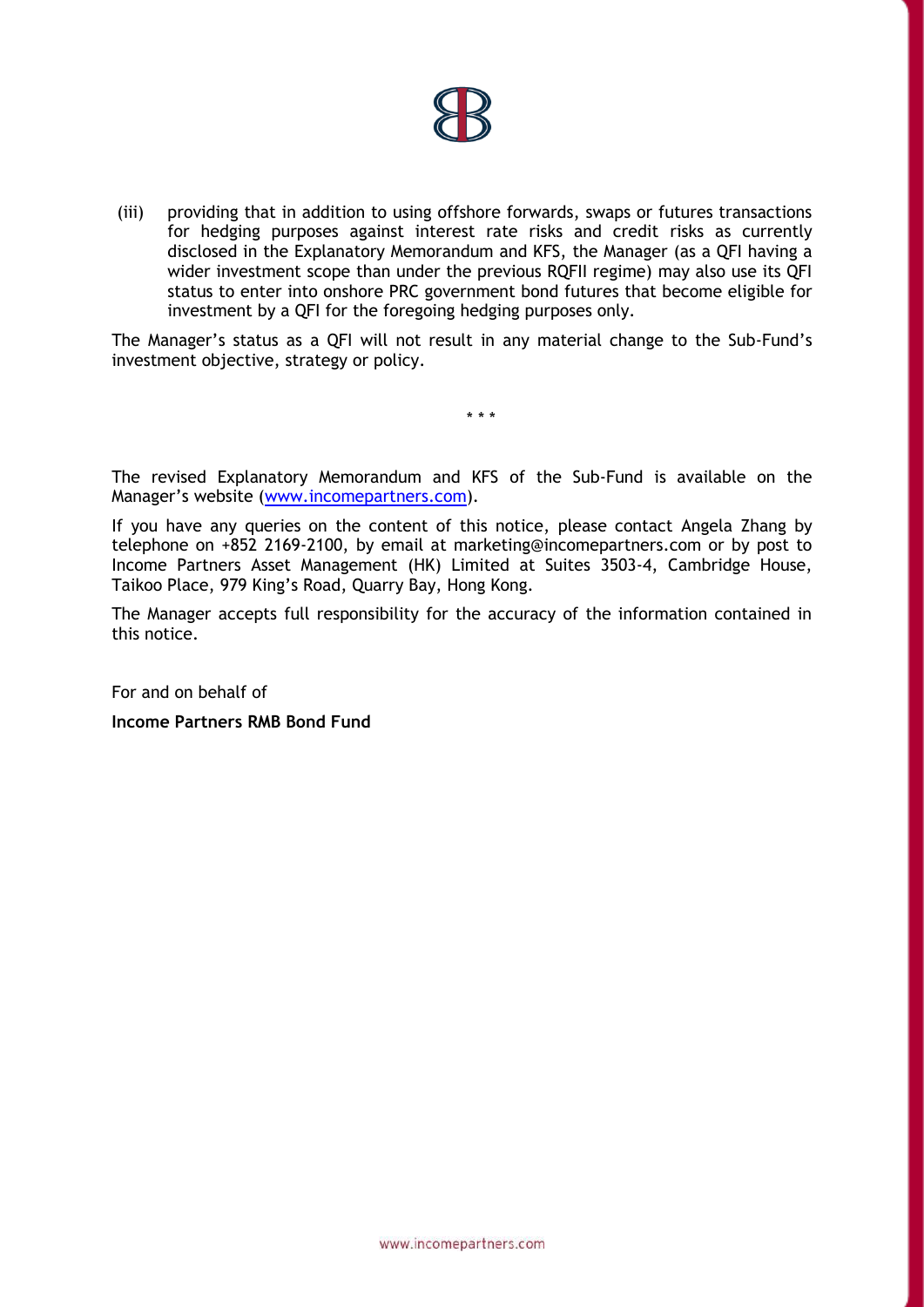(iii) providing that in addition to using offshore forwards, swaps or futures transactions for hedging purposes against interest rate risks and credit risks as currently disclosed in the Explanatory Memorandum and KFS, the Manager (as a QFI having a wider investment scope than under the previous RQFII regime) may also use its QFI status to enter into onshore PRC government bond futures that become eligible for investment by a QFI for the foregoing hedging purposes only.

The Manager's status as a QFI will not result in any material change to the Sub-Fund's investment objective, strategy or policy.

\* \* \*

The revised Explanatory Memorandum and KFS of the Sub-Fund is available on the Manager's website (www.incomepartners.com).

If you have any queries on the content of this notice, please contact Angela Zhang by telephone on +852 2169-2100, by email at marketing@incomepartners.com or by post to Income Partners Asset Management (HK) Limited at Suites 3503-4, Cambridge House, Taikoo Place, 979 King's Road, Quarry Bay, Hong Kong.

The Manager accepts full responsibility for the accuracy of the information contained in this notice.

For and on behalf of

**Income Partners RMB Bond Fund**